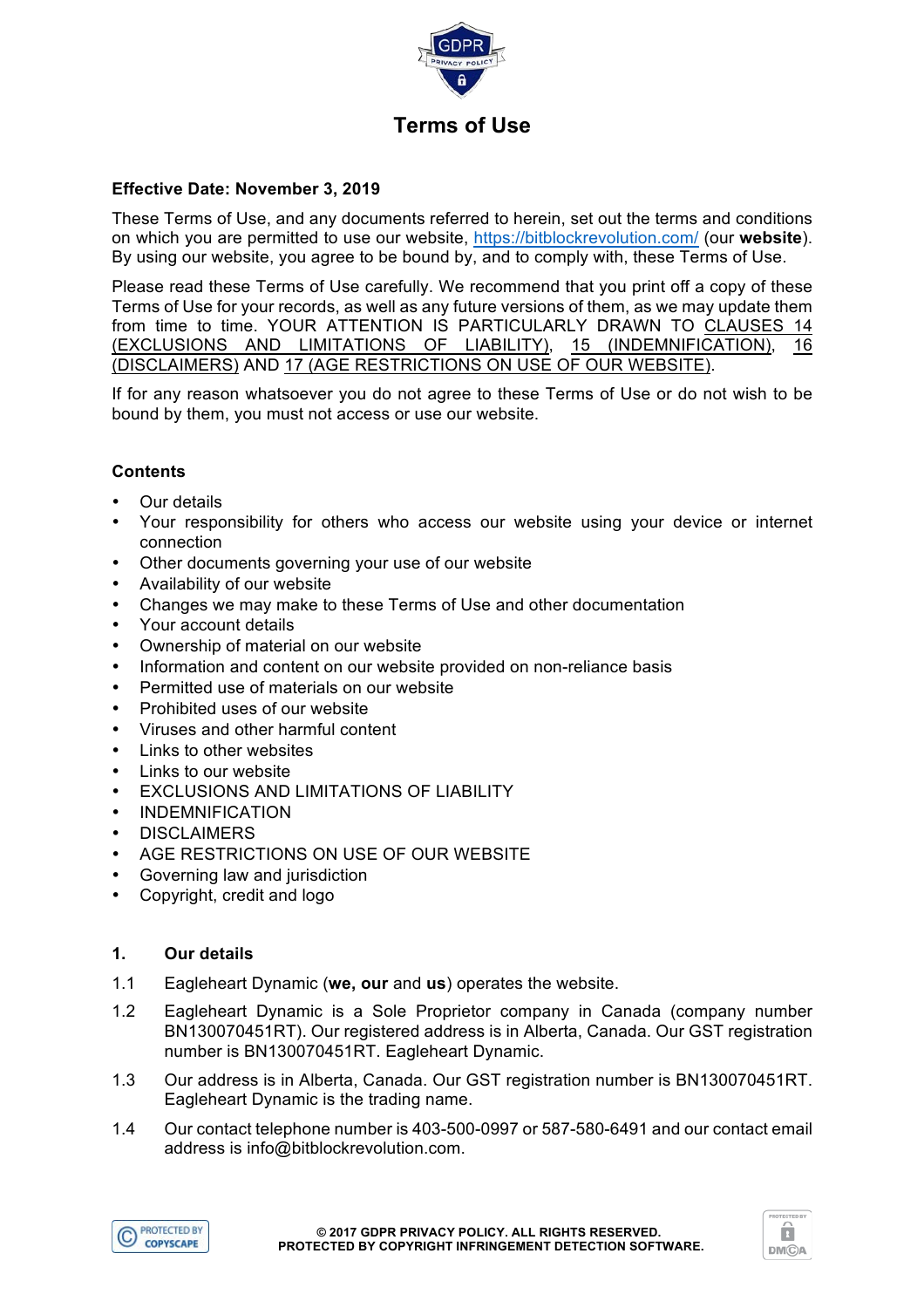# Terms of Use

**Effective Date: November 3, 2019**

These Terms of Use, and any documents referred to herein, set out the terms and conditions on which you are permitted to use our website, https://bitblockrevolution.com/ (our **website**). By using our website, you agree to be bound by, and to comply with, these Terms of Use.

Please read these Terms of Use carefully. We recommend that you print off a copy of these Terms of Use for your records, as well as any future versions of them, as we may update them from time to time. YOUR ATTENTION IS PARTICULARLY DRAWN TO CLAUSES 14 (EXCLUSIONS AND LIMITATIONS OF LIABILITY), 15 (INDEMNIFICATION), 16 (DISCLAIMERS) AND 17 (AGE RESTRICTIONS ON USE OF OUR WEBSITE).

If for any reason whatsoever you do not agree to these Terms of Use or do not wish to be bound by them, you must not access or use our website.

**Contents**

- Our details
- Your responsibility for others who access our website using your device or internet connection
- Other documents governing your use of our website
- Availability of our website
- Changes we may make to these Terms of Use and other documentation
- Your account details
- Ownership of material on our website
- Information and content on our website provided on non-reliance basis
- Permitted use of materials on our website
- Prohibited uses of our website
- Viruses and other harmful content
- Links to other websites
- Links to our website
- EXCLUSIONS AND LIMITATIONS OF LIABILITY
- INDEMNIFICATION
- DISCLAIMERS
- AGE RESTRICTIONS ON USE OF OUR WEBSITE
- Governing law and jurisdiction
- Copyright, credit and logo

## 1. Our details

1.1 Eagleheart Dynamic (**we, our** and **us**) operates the website.

1.2 Eagleheart Dynamic is a Sole Proprietor company in Canada (company number BN130070451RT). Our registered address is in Alberta, Canada. Our GST registration number is BN130070451RT. Eagleheart Dynamic.

1.3 Our address is in Alberta, Canada. Our GST registration number is BN130070451RT. Eagleheart Dynamic is the trading name.

1.4 Our contact telephone number is 403-500-0997 or 587-580-6491 and our contact email address is info@bitblockrevolution.com.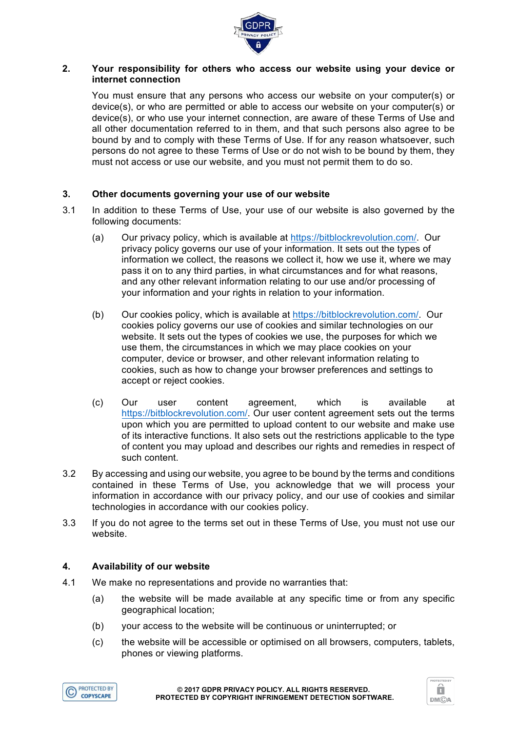## 2. Your responsibility for others who access our website using your device or internet connection

You must ensure that any persons who access our website on your computer(s) or device(s), or who are permitted or able to access our website on your computer(s) or device(s), or who use your internet connection, are aware of these Terms of Use and all other documentation referred to in them, and that such persons also agree to be bound by and to comply with these Terms of Use. If for any reason whatsoever, such persons do not agree to these Terms of Use or do not wish to be bound by them, they must not access or use our website, and you must not permit them to do so.

## 3. Other documents governing your use of our website

3.1 In addition to these Terms of Use, your use of our website is also governed by the following documents:

(a) Our privacy policy, which is available at https://bitblockrevolution.com/. Our privacy policy governs our use of your information. It sets out the types of information we collect, the reasons we collect it, how we use it, where we may pass it on to any third parties, in what circumstances and for what reasons, and any other relevant information relating to our use and/or processing of your information and your rights in relation to your information.

(b) Our cookies policy, which is available at https://bitblockrevolution.com/. Our cookies policy governs our use of cookies and similar technologies on our website. It sets out the types of cookies we use, the purposes for which we use them, the circumstances in which we may place cookies on your computer, device or browser, and other relevant information relating to cookies, such as how to change your browser preferences and settings to accept or reject cookies.

(c) Our user content agreement, which is available at https://bitblockrevolution.com/. Our user content agreement sets out the terms upon which you are permitted to upload content to our website and make use of its interactive functions. It also sets out the restrictions applicable to the type of content you may upload and describes our rights and remedies in respect of such content.

3.2 By accessing and using our website, you agree to be bound by the terms and conditions contained in these Terms of Use, you acknowledge that we will process your information in accordance with our privacy policy, and our use of cookies and similar technologies in accordance with our cookies policy.

3.3 If you do not agree to the terms set out in these Terms of Use, you must not use our website.

## 4. Availability of our website

4.1 We make no representations and provide no warranties that:

(a) the website will be made available at any specific time or from any specific geographical location;

(b) your access to the website will be continuous or uninterrupted; or

(c) the website will be accessible or optimised on all browsers, computers, tablets, phones or viewing platforms.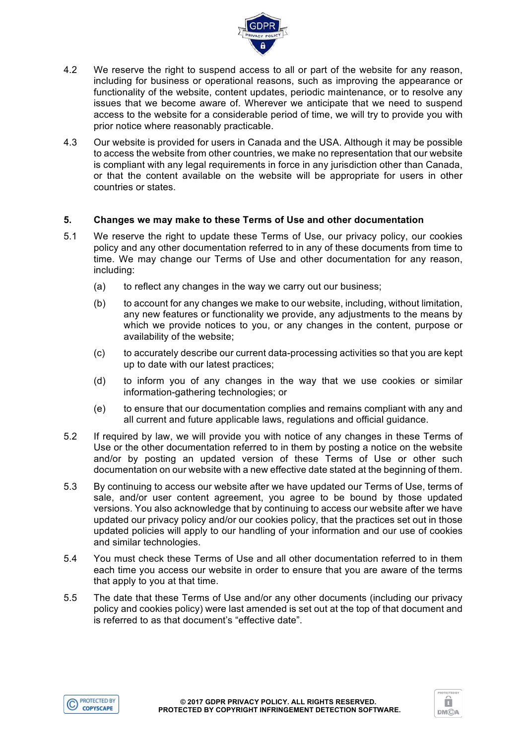4.2 We reserve the right to suspend access to all or part of the website for any reason, including for business or operational reasons, such as improving the appearance or functionality of the website, content updates, periodic maintenance, or to resolve any issues that we become aware of. Wherever we anticipate that we need to suspend access to the website for a considerable period of time, we will try to provide you with prior notice where reasonably practicable.

4.3 Our website is provided for users in Canada and the USA. Although it may be possible to access the website from other countries, we make no representation that our website is compliant with any legal requirements in force in any jurisdiction other than Canada, or that the content available on the website will be appropriate for users in other countries or states.

## 5. Changes we may make to these Terms of Use and other documentation

5.1 We reserve the right to update these Terms of Use, our privacy policy, our cookies policy and any other documentation referred to in any of these documents from time to time. We may change our Terms of Use and other documentation for any reason, including:

(a) to reflect any changes in the way we carry out our business;

(b) to account for any changes we make to our website, including, without limitation, any new features or functionality we provide, any adjustments to the means by which we provide notices to you, or any changes in the content, purpose or availability of the website;

(c) to accurately describe our current data-processing activities so that you are kept up to date with our latest practices;

(d) to inform you of any changes in the way that we use cookies or similar information-gathering technologies; or

(e) to ensure that our documentation complies and remains compliant with any and all current and future applicable laws, regulations and official guidance.

5.2 If required by law, we will provide you with notice of any changes in these Terms of Use or the other documentation referred to in them by posting a notice on the website and/or by posting an updated version of these Terms of Use or other such documentation on our website with a new effective date stated at the beginning of them.

5.3 By continuing to access our website after we have updated our Terms of Use, terms of sale, and/or user content agreement, you agree to be bound by those updated versions. You also acknowledge that by continuing to access our website after we have updated our privacy policy and/or our cookies policy, that the practices set out in those updated policies will apply to our handling of your information and our use of cookies and similar technologies.

5.4 You must check these Terms of Use and all other documentation referred to in them each time you access our website in order to ensure that you are aware of the terms that apply to you at that time.

5.5 The date that these Terms of Use and/or any other documents (including our privacy policy and cookies policy) were last amended is set out at the top of that document and is referred to as that document's "effective date".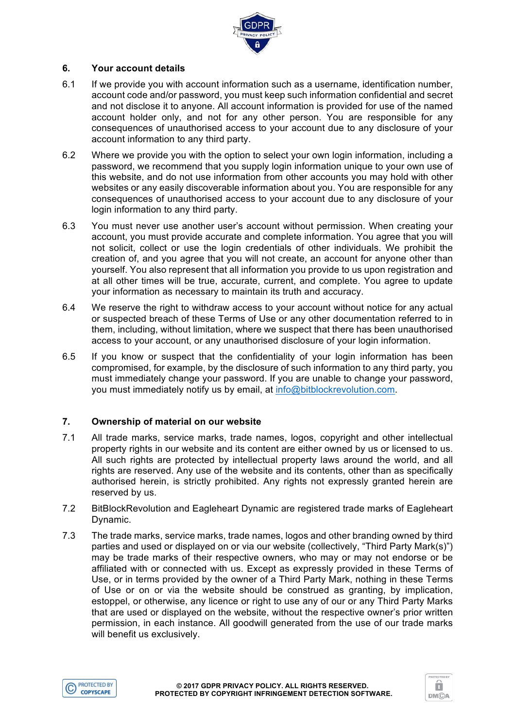## 6. Your account details

6.1 If we provide you with account information such as a username, identification number, account code and/or password, you must keep such information confidential and secret and not disclose it to anyone. All account information is provided for use of the named account holder only, and not for any other person. You are responsible for any consequences of unauthorised access to your account due to any disclosure of your account information to any third party.

6.2 Where we provide you with the option to select your own login information, including a password, we recommend that you supply login information unique to your own use of this website, and do not use information from other accounts you may hold with other websites or any easily discoverable information about you. You are responsible for any consequences of unauthorised access to your account due to any disclosure of your login information to any third party.

6.3 You must never use another user's account without permission. When creating your account, you must provide accurate and complete information. You agree that you will not solicit, collect or use the login credentials of other individuals. We prohibit the creation of, and you agree that you will not create, an account for anyone other than yourself. You also represent that all information you provide to us upon registration and at all other times will be true, accurate, current, and complete. You agree to update your information as necessary to maintain its truth and accuracy.

6.4 We reserve the right to withdraw access to your account without notice for any actual or suspected breach of these Terms of Use or any other documentation referred to in them, including, without limitation, where we suspect that there has been unauthorised access to your account, or any unauthorised disclosure of your login information.

6.5 If you know or suspect that the confidentiality of your login information has been compromised, for example, by the disclosure of such information to any third party, you must immediately change your password. If you are unable to change your password, you must immediately notify us by email, at info@bitblockrevolution.com.

## 7. Ownership of material on our website

7.1 All trade marks, service marks, trade names, logos, copyright and other intellectual property rights in our website and its content are either owned by us or licensed to us. All such rights are protected by intellectual property laws around the world, and all rights are reserved. Any use of the website and its contents, other than as specifically authorised herein, is strictly prohibited. Any rights not expressly granted herein are reserved by us.

7.2 BitBlockRevolution and Eagleheart Dynamic are registered trade marks of Eagleheart Dynamic.

7.3 The trade marks, service marks, trade names, logos and other branding owned by third parties and used or displayed on or via our website (collectively, "Third Party Mark(s)") may be trade marks of their respective owners, who may or may not endorse or be affiliated with or connected with us. Except as expressly provided in these Terms of Use, or in terms provided by the owner of a Third Party Mark, nothing in these Terms of Use or on or via the website should be construed as granting, by implication, estoppel, or otherwise, any licence or right to use any of our or any Third Party Marks that are used or displayed on the website, without the respective owner's prior written permission, in each instance. All goodwill generated from the use of our trade marks will benefit us exclusively.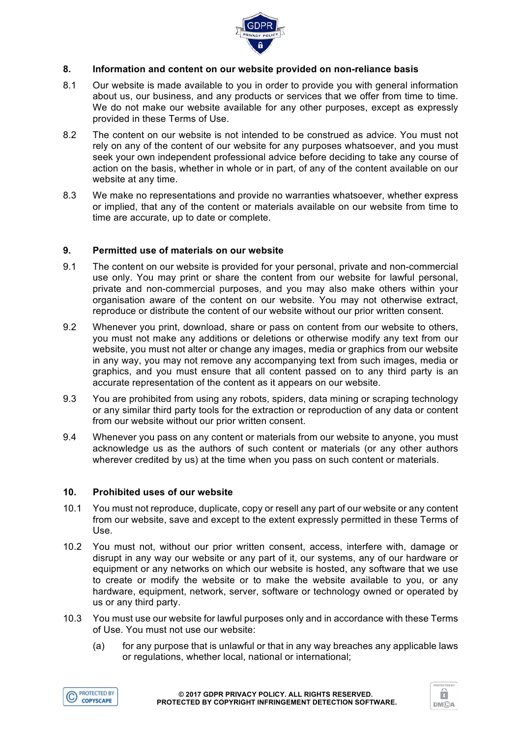## 8. Information and content on our website provided on non-reliance basis

8.1 Our website is made available to you in order to provide you with general information about us, our business, and any products or services that we offer from time to time. We do not make our website available for any other purposes, except as expressly provided in these Terms of Use.

8.2 The content on our website is not intended to be construed as advice. You must not rely on any of the content of our website for any purposes whatsoever, and you must seek your own independent professional advice before deciding to take any course of action on the basis, whether in whole or in part, of any of the content available on our website at any time.

8.3 We make no representations and provide no warranties whatsoever, whether express or implied, that any of the content or materials available on our website from time to time are accurate, up to date or complete.

## 9. Permitted use of materials on our website

9.1 The content on our website is provided for your personal, private and non-commercial use only. You may print or share the content from our website for lawful personal, private and non-commercial purposes, and you may also make others within your organisation aware of the content on our website. You may not otherwise extract, reproduce or distribute the content of our website without our prior written consent.

9.2 Whenever you print, download, share or pass on content from our website to others, you must not make any additions or deletions or otherwise modify any text from our website, you must not alter or change any images, media or graphics from our website in any way, you may not remove any accompanying text from such images, media or graphics, and you must ensure that all content passed on to any third party is an accurate representation of the content as it appears on our website.

9.3 You are prohibited from using any robots, spiders, data mining or scraping technology or any similar third party tools for the extraction or reproduction of any data or content from our website without our prior written consent.

9.4 Whenever you pass on any content or materials from our website to anyone, you must acknowledge us as the authors of such content or materials (or any other authors wherever credited by us) at the time when you pass on such content or materials.

## 10. Prohibited uses of our website

10.1 You must not reproduce, duplicate, copy or resell any part of our website or any content from our website, save and except to the extent expressly permitted in these Terms of Use.

10.2 You must not, without our prior written consent, access, interfere with, damage or disrupt in any way our website or any part of it, our systems, any of our hardware or equipment or any networks on which our website is hosted, any software that we use to create or modify the website or to make the website available to you, or any hardware, equipment, network, server, software or technology owned or operated by us or any third party.

10.3 You must use our website for lawful purposes only and in accordance with these Terms of Use. You must not use our website:

(a) for any purpose that is unlawful or that in any way breaches any applicable laws or regulations, whether local, national or international;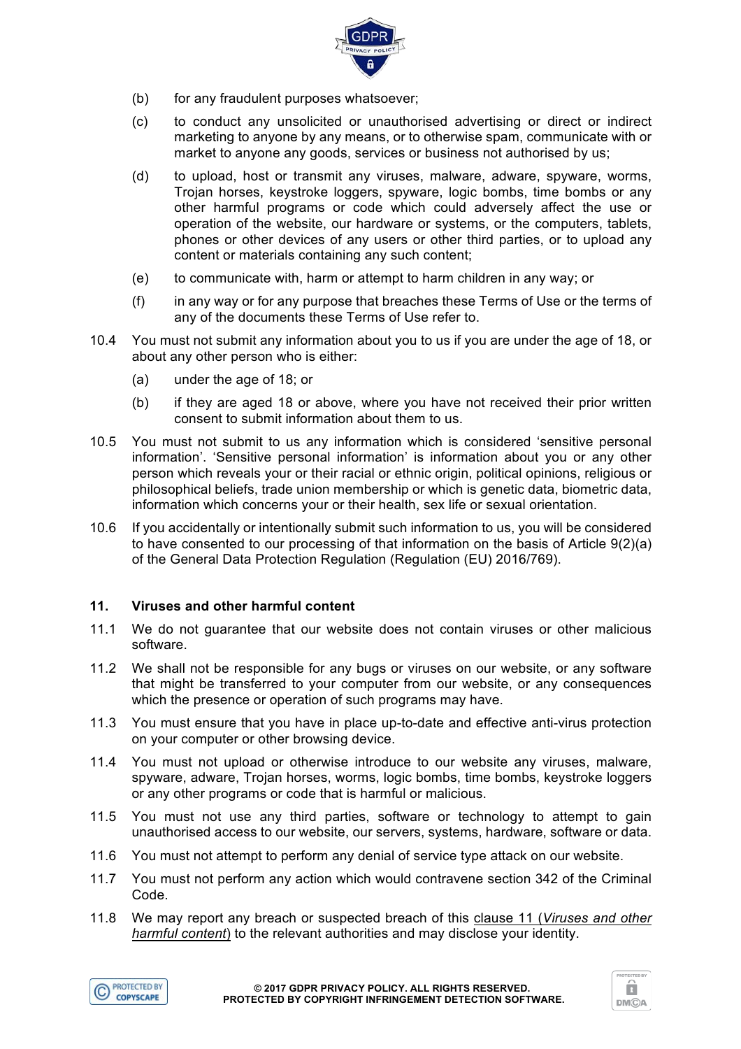(b) for any fraudulent purposes whatsoever;

(c) to conduct any unsolicited or unauthorised advertising or direct or indirect marketing to anyone by any means, or to otherwise spam, communicate with or market to anyone any goods, services or business not authorised by us;

(d) to upload, host or transmit any viruses, malware, adware, spyware, worms, Trojan horses, keystroke loggers, spyware, logic bombs, time bombs or any other harmful programs or code which could adversely affect the use or operation of the website, our hardware or systems, or the computers, tablets, phones or other devices of any users or other third parties, or to upload any content or materials containing any such content;

(e) to communicate with, harm or attempt to harm children in any way; or

(f) in any way or for any purpose that breaches these Terms of Use or the terms of any of the documents these Terms of Use refer to.

10.4 You must not submit any information about you to us if you are under the age of 18, or about any other person who is either:

(a) under the age of 18; or

(b) if they are aged 18 or above, where you have not received their prior written consent to submit information about them to us.

10.5 You must not submit to us any information which is considered 'sensitive personal information'. 'Sensitive personal information' is information about you or any other person which reveals your or their racial or ethnic origin, political opinions, religious or philosophical beliefs, trade union membership or which is genetic data, biometric data, information which concerns your or their health, sex life or sexual orientation.

10.6 If you accidentally or intentionally submit such information to us, you will be considered to have consented to our processing of that information on the basis of Article 9(2)(a) of the General Data Protection Regulation (Regulation (EU) 2016/769).

## 11. Viruses and other harmful content

11.1 We do not guarantee that our website does not contain viruses or other malicious software.

11.2 We shall not be responsible for any bugs or viruses on our website, or any software that might be transferred to your computer from our website, or any consequences which the presence or operation of such programs may have.

11.3 You must ensure that you have in place up-to-date and effective anti-virus protection on your computer or other browsing device.

11.4 You must not upload or otherwise introduce to our website any viruses, malware, spyware, adware, Trojan horses, worms, logic bombs, time bombs, keystroke loggers or any other programs or code that is harmful or malicious.

11.5 You must not use any third parties, software or technology to attempt to gain unauthorised access to our website, our servers, systems, hardware, software or data.

11.6 You must not attempt to perform any denial of service type attack on our website.

11.7 You must not perform any action which would contravene section 342 of the Criminal Code.

11.8 We may report any breach or suspected breach of this clause 11 (*Viruses and other harmful content*) to the relevant authorities and may disclose your identity.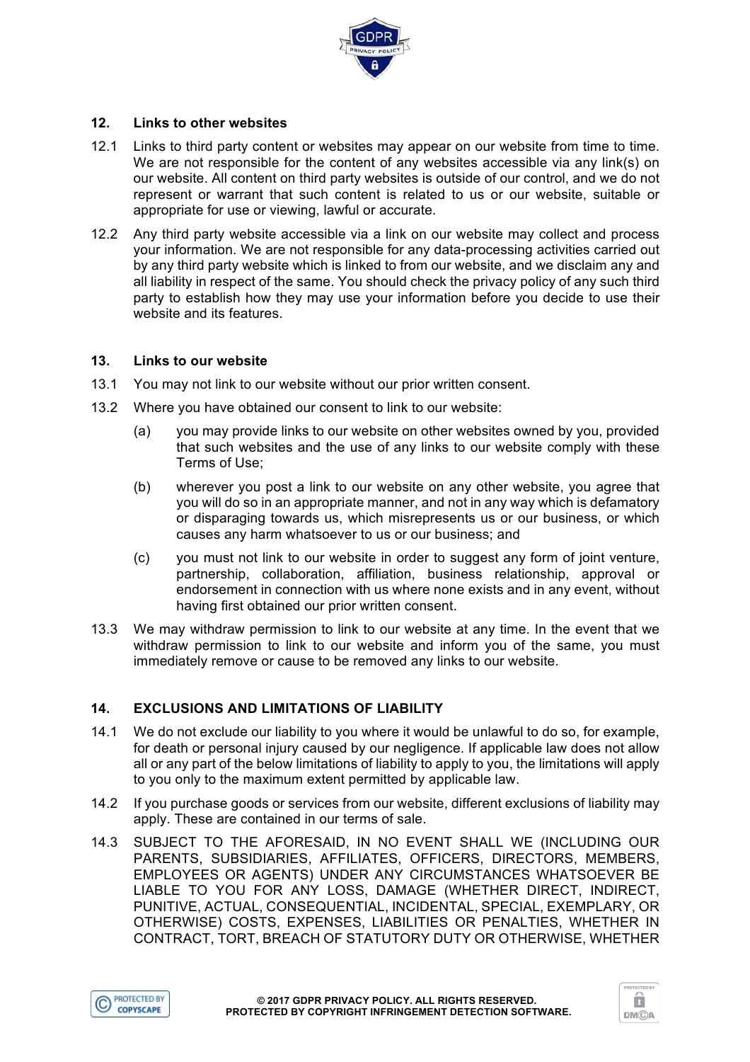## 12. Links to other websites

12.1 Links to third party content or websites may appear on our website from time to time. We are not responsible for the content of any websites accessible via any link(s) on our website. All content on third party websites is outside of our control, and we do not represent or warrant that such content is related to us or our website, suitable or appropriate for use or viewing, lawful or accurate.

12.2 Any third party website accessible via a link on our website may collect and process your information. We are not responsible for any data-processing activities carried out by any third party website which is linked to from our website, and we disclaim any and all liability in respect of the same. You should check the privacy policy of any such third party to establish how they may use your information before you decide to use their website and its features.

## 13. Links to our website

13.1 You may not link to our website without our prior written consent.

13.2 Where you have obtained our consent to link to our website:

(a) you may provide links to our website on other websites owned by you, provided that such websites and the use of any links to our website comply with these Terms of Use;

(b) wherever you post a link to our website on any other website, you agree that you will do so in an appropriate manner, and not in any way which is defamatory or disparaging towards us, which misrepresents us or our business, or which causes any harm whatsoever to us or our business; and

(c) you must not link to our website in order to suggest any form of joint venture, partnership, collaboration, affiliation, business relationship, approval or endorsement in connection with us where none exists and in any event, without having first obtained our prior written consent.

13.3 We may withdraw permission to link to our website at any time. In the event that we withdraw permission to link to our website and inform you of the same, you must immediately remove or cause to be removed any links to our website.

## 14. EXCLUSIONS AND LIMITATIONS OF LIABILITY

14.1 We do not exclude our liability to you where it would be unlawful to do so, for example, for death or personal injury caused by our negligence. If applicable law does not allow all or any part of the below limitations of liability to apply to you, the limitations will apply to you only to the maximum extent permitted by applicable law.

14.2 If you purchase goods or services from our website, different exclusions of liability may apply. These are contained in our terms of sale.

14.3 SUBJECT TO THE AFORESAID, IN NO EVENT SHALL WE (INCLUDING OUR PARENTS, SUBSIDIARIES, AFFILIATES, OFFICERS, DIRECTORS, MEMBERS, EMPLOYEES OR AGENTS) UNDER ANY CIRCUMSTANCES WHATSOEVER BE LIABLE TO YOU FOR ANY LOSS, DAMAGE (WHETHER DIRECT, INDIRECT, PUNITIVE, ACTUAL, CONSEQUENTIAL, INCIDENTAL, SPECIAL, EXEMPLARY, OR OTHERWISE) COSTS, EXPENSES, LIABILITIES OR PENALTIES, WHETHER IN CONTRACT, TORT, BREACH OF STATUTORY DUTY OR OTHERWISE, WHETHER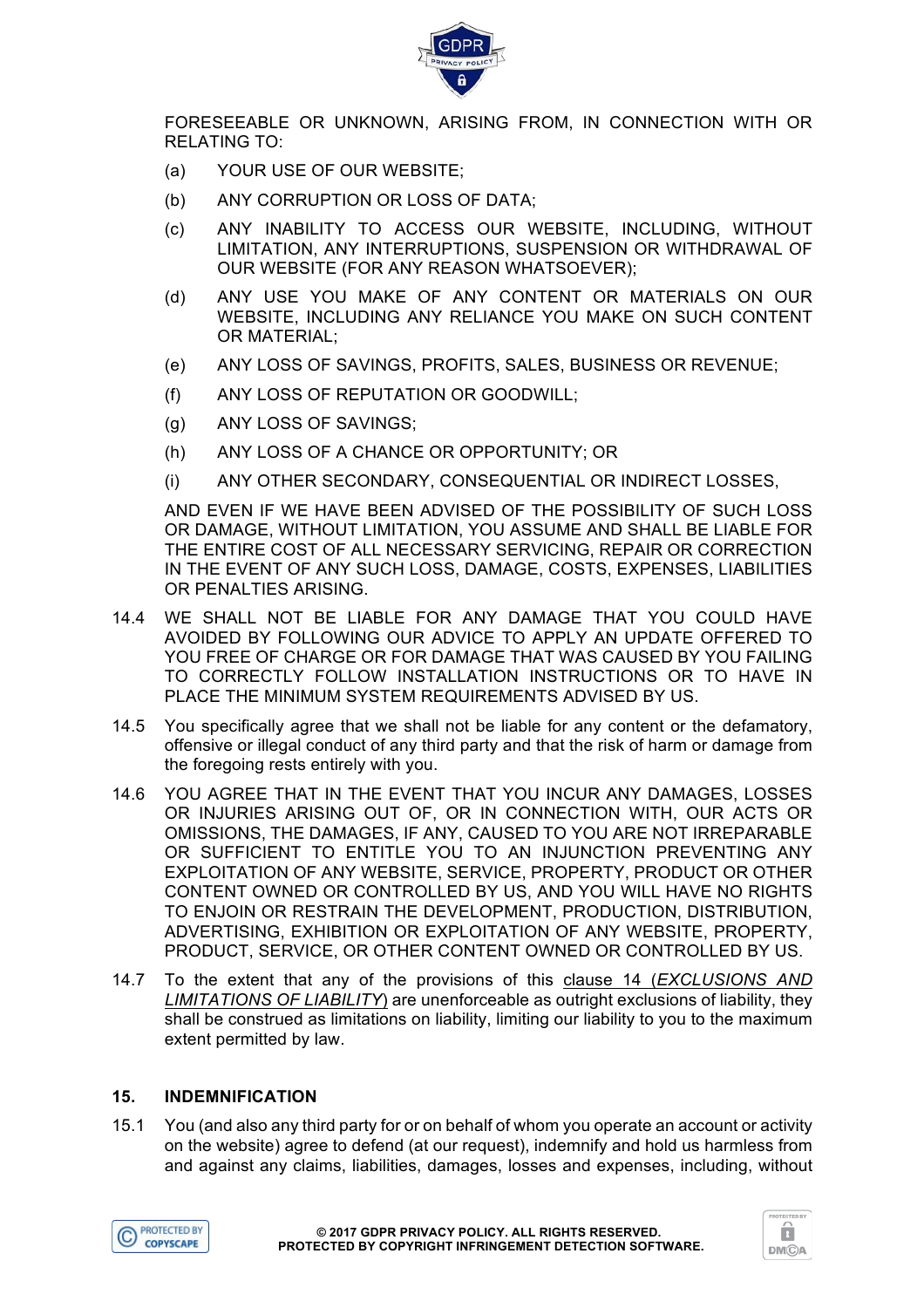FORESEEABLE OR UNKNOWN, ARISING FROM, IN CONNECTION WITH OR RELATING TO:

(a) YOUR USE OF OUR WEBSITE;

(b) ANY CORRUPTION OR LOSS OF DATA;

(c) ANY INABILITY TO ACCESS OUR WEBSITE, INCLUDING, WITHOUT LIMITATION, ANY INTERRUPTIONS, SUSPENSION OR WITHDRAWAL OF OUR WEBSITE (FOR ANY REASON WHATSOEVER);

(d) ANY USE YOU MAKE OF ANY CONTENT OR MATERIALS ON OUR WEBSITE, INCLUDING ANY RELIANCE YOU MAKE ON SUCH CONTENT OR MATERIAL;

(e) ANY LOSS OF SAVINGS, PROFITS, SALES, BUSINESS OR REVENUE;

(f) ANY LOSS OF REPUTATION OR GOODWILL;

(g) ANY LOSS OF SAVINGS;

(h) ANY LOSS OF A CHANCE OR OPPORTUNITY; OR

(i) ANY OTHER SECONDARY, CONSEQUENTIAL OR INDIRECT LOSSES,

AND EVEN IF WE HAVE BEEN ADVISED OF THE POSSIBILITY OF SUCH LOSS OR DAMAGE, WITHOUT LIMITATION, YOU ASSUME AND SHALL BE LIABLE FOR THE ENTIRE COST OF ALL NECESSARY SERVICING, REPAIR OR CORRECTION IN THE EVENT OF ANY SUCH LOSS, DAMAGE, COSTS, EXPENSES, LIABILITIES OR PENALTIES ARISING.

14.4 WE SHALL NOT BE LIABLE FOR ANY DAMAGE THAT YOU COULD HAVE AVOIDED BY FOLLOWING OUR ADVICE TO APPLY AN UPDATE OFFERED TO YOU FREE OF CHARGE OR FOR DAMAGE THAT WAS CAUSED BY YOU FAILING TO CORRECTLY FOLLOW INSTALLATION INSTRUCTIONS OR TO HAVE IN PLACE THE MINIMUM SYSTEM REQUIREMENTS ADVISED BY US.

14.5 You specifically agree that we shall not be liable for any content or the defamatory, offensive or illegal conduct of any third party and that the risk of harm or damage from the foregoing rests entirely with you.

14.6 YOU AGREE THAT IN THE EVENT THAT YOU INCUR ANY DAMAGES, LOSSES OR INJURIES ARISING OUT OF, OR IN CONNECTION WITH, OUR ACTS OR OMISSIONS, THE DAMAGES, IF ANY, CAUSED TO YOU ARE NOT IRREPARABLE OR SUFFICIENT TO ENTITLE YOU TO AN INJUNCTION PREVENTING ANY EXPLOITATION OF ANY WEBSITE, SERVICE, PROPERTY, PRODUCT OR OTHER CONTENT OWNED OR CONTROLLED BY US, AND YOU WILL HAVE NO RIGHTS TO ENJOIN OR RESTRAIN THE DEVELOPMENT, PRODUCTION, DISTRIBUTION, ADVERTISING, EXHIBITION OR EXPLOITATION OF ANY WEBSITE, PROPERTY, PRODUCT, SERVICE, OR OTHER CONTENT OWNED OR CONTROLLED BY US.

14.7 To the extent that any of the provisions of this clause 14 (*EXCLUSIONS AND LIMITATIONS OF LIABILITY*) are unenforceable as outright exclusions of liability, they shall be construed as limitations on liability, limiting our liability to you to the maximum extent permitted by law.

## 15. INDEMNIFICATION

15.1 You (and also any third party for or on behalf of whom you operate an account or activity on the website) agree to defend (at our request), indemnify and hold us harmless from and against any claims, liabilities, damages, losses and expenses, including, without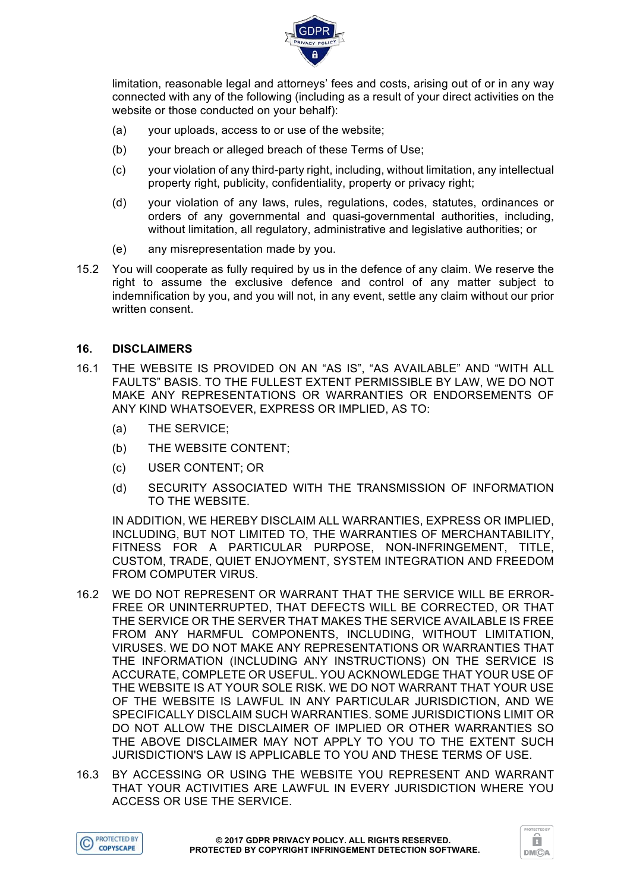limitation, reasonable legal and attorneys' fees and costs, arising out of or in any way connected with any of the following (including as a result of your direct activities on the website or those conducted on your behalf):

(a) your uploads, access to or use of the website;

(b) your breach or alleged breach of these Terms of Use;

(c) your violation of any third-party right, including, without limitation, any intellectual property right, publicity, confidentiality, property or privacy right;

(d) your violation of any laws, rules, regulations, codes, statutes, ordinances or orders of any governmental and quasi-governmental authorities, including, without limitation, all regulatory, administrative and legislative authorities; or

(e) any misrepresentation made by you.

15.2 You will cooperate as fully required by us in the defence of any claim. We reserve the right to assume the exclusive defence and control of any matter subject to indemnification by you, and you will not, in any event, settle any claim without our prior written consent.

## 16. DISCLAIMERS

16.1 THE WEBSITE IS PROVIDED ON AN "AS IS", "AS AVAILABLE" AND "WITH ALL FAULTS" BASIS. TO THE FULLEST EXTENT PERMISSIBLE BY LAW, WE DO NOT MAKE ANY REPRESENTATIONS OR WARRANTIES OR ENDORSEMENTS OF ANY KIND WHATSOEVER, EXPRESS OR IMPLIED, AS TO:

(a) THE SERVICE;

(b) THE WEBSITE CONTENT;

(c) USER CONTENT; OR

(d) SECURITY ASSOCIATED WITH THE TRANSMISSION OF INFORMATION TO THE WEBSITE.

IN ADDITION, WE HEREBY DISCLAIM ALL WARRANTIES, EXPRESS OR IMPLIED, INCLUDING, BUT NOT LIMITED TO, THE WARRANTIES OF MERCHANTABILITY, FITNESS FOR A PARTICULAR PURPOSE, NON-INFRINGEMENT, TITLE, CUSTOM, TRADE, QUIET ENJOYMENT, SYSTEM INTEGRATION AND FREEDOM FROM COMPUTER VIRUS.

16.2 WE DO NOT REPRESENT OR WARRANT THAT THE SERVICE WILL BE ERROR-FREE OR UNINTERRUPTED, THAT DEFECTS WILL BE CORRECTED, OR THAT THE SERVICE OR THE SERVER THAT MAKES THE SERVICE AVAILABLE IS FREE FROM ANY HARMFUL COMPONENTS, INCLUDING, WITHOUT LIMITATION, VIRUSES. WE DO NOT MAKE ANY REPRESENTATIONS OR WARRANTIES THAT THE INFORMATION (INCLUDING ANY INSTRUCTIONS) ON THE SERVICE IS ACCURATE, COMPLETE OR USEFUL. YOU ACKNOWLEDGE THAT YOUR USE OF THE WEBSITE IS AT YOUR SOLE RISK. WE DO NOT WARRANT THAT YOUR USE OF THE WEBSITE IS LAWFUL IN ANY PARTICULAR JURISDICTION, AND WE SPECIFICALLY DISCLAIM SUCH WARRANTIES. SOME JURISDICTIONS LIMIT OR DO NOT ALLOW THE DISCLAIMER OF IMPLIED OR OTHER WARRANTIES SO THE ABOVE DISCLAIMER MAY NOT APPLY TO YOU TO THE EXTENT SUCH JURISDICTION'S LAW IS APPLICABLE TO YOU AND THESE TERMS OF USE.

16.3 BY ACCESSING OR USING THE WEBSITE YOU REPRESENT AND WARRANT THAT YOUR ACTIVITIES ARE LAWFUL IN EVERY JURISDICTION WHERE YOU ACCESS OR USE THE SERVICE.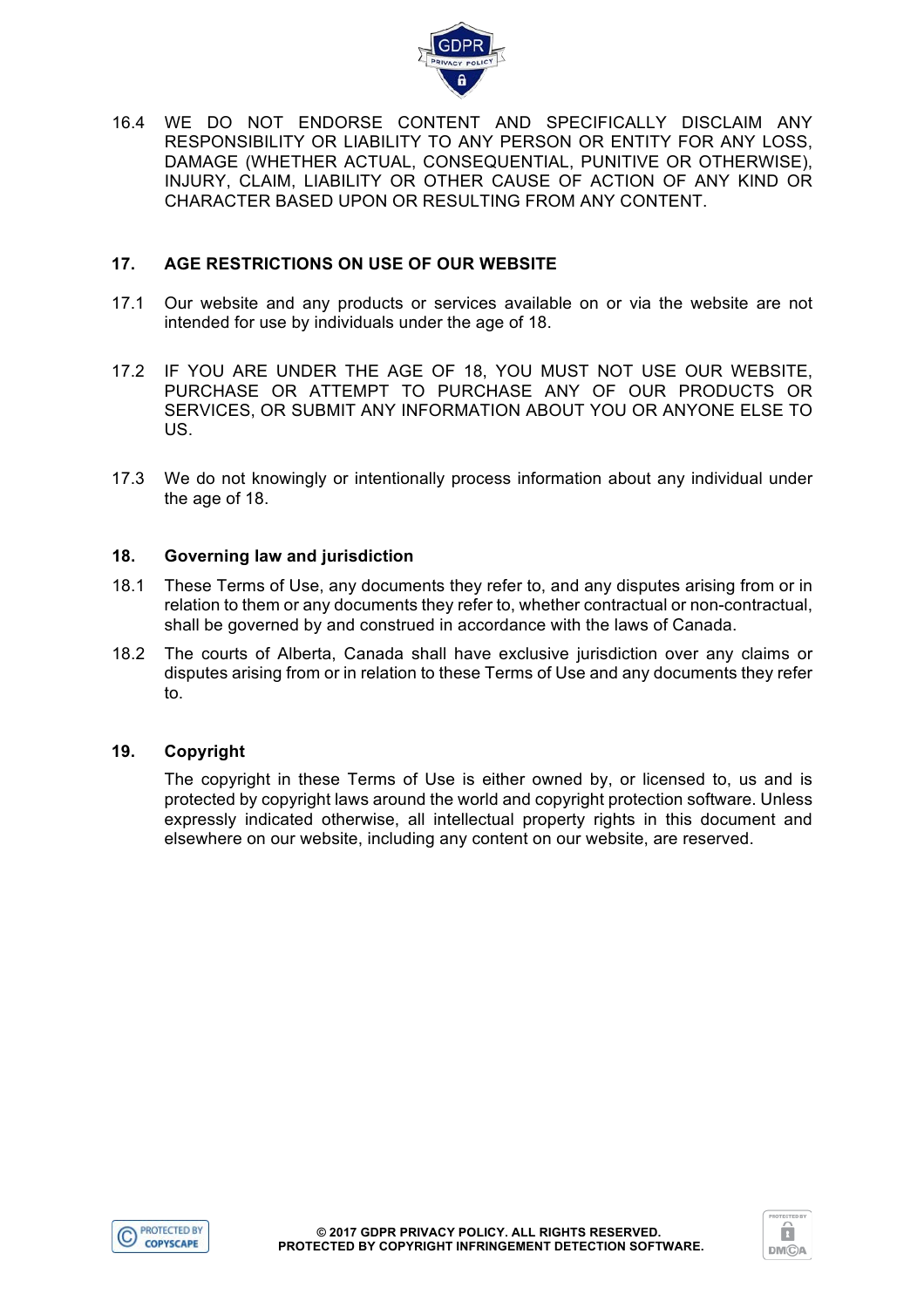16.4 WE DO NOT ENDORSE CONTENT AND SPECIFICALLY DISCLAIM ANY RESPONSIBILITY OR LIABILITY TO ANY PERSON OR ENTITY FOR ANY LOSS, DAMAGE (WHETHER ACTUAL, CONSEQUENTIAL, PUNITIVE OR OTHERWISE), INJURY, CLAIM, LIABILITY OR OTHER CAUSE OF ACTION OF ANY KIND OR CHARACTER BASED UPON OR RESULTING FROM ANY CONTENT.

## 17. AGE RESTRICTIONS ON USE OF OUR WEBSITE

17.1 Our website and any products or services available on or via the website are not intended for use by individuals under the age of 18.

17.2 IF YOU ARE UNDER THE AGE OF 18, YOU MUST NOT USE OUR WEBSITE, PURCHASE OR ATTEMPT TO PURCHASE ANY OF OUR PRODUCTS OR SERVICES, OR SUBMIT ANY INFORMATION ABOUT YOU OR ANYONE ELSE TO US.

17.3 We do not knowingly or intentionally process information about any individual under the age of 18.

## 18. Governing law and jurisdiction

18.1 These Terms of Use, any documents they refer to, and any disputes arising from or in relation to them or any documents they refer to, whether contractual or non-contractual, shall be governed by and construed in accordance with the laws of Canada.

18.2 The courts of Alberta, Canada shall have exclusive jurisdiction over any claims or disputes arising from or in relation to these Terms of Use and any documents they refer to.

## 19. Copyright

The copyright in these Terms of Use is either owned by, or licensed to, us and is protected by copyright laws around the world and copyright protection software. Unless expressly indicated otherwise, all intellectual property rights in this document and elsewhere on our website, including any content on our website, are reserved.